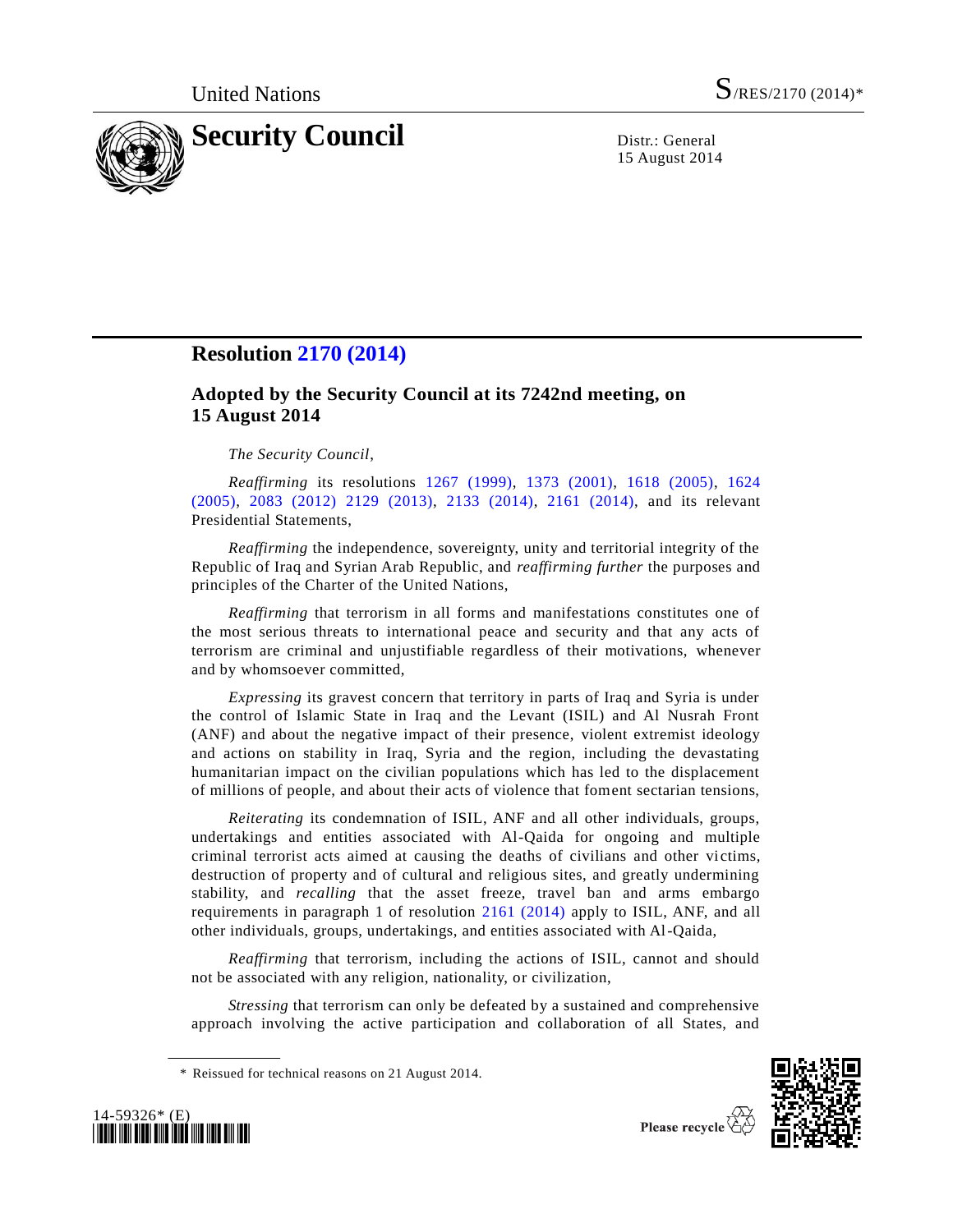United Nations

S/RES/2170 (2014)*

# Security Council

Distr.: General
15 August 2014

## Resolution 2170 (2014)

### Adopted by the Security Council at its 7242nd meeting, on 15 August 2014

*The Security Council*,

*Reaffirming* its resolutions 1267 (1999), 1373 (2001), 1618 (2005), 1624 (2005), 2083 (2012) 2129 (2013), 2133 (2014), 2161 (2014), and its relevant Presidential Statements,

*Reaffirming* the independence, sovereignty, unity and territorial integrity of the Republic of Iraq and Syrian Arab Republic, and *reaffirming further* the purposes and principles of the Charter of the United Nations,

*Reaffirming* that terrorism in all forms and manifestations constitutes one of the most serious threats to international peace and security and that any acts of terrorism are criminal and unjustifiable regardless of their motivations, whenever and by whomsoever committed,

*Expressing* its gravest concern that territory in parts of Iraq and Syria is under the control of Islamic State in Iraq and the Levant (ISIL) and Al Nusrah Front (ANF) and about the negative impact of their presence, violent extremist ideology and actions on stability in Iraq, Syria and the region, including the devastating humanitarian impact on the civilian populations which has led to the displacement of millions of people, and about their acts of violence that foment sectarian tensions,

*Reiterating* its condemnation of ISIL, ANF and all other individuals, groups, undertakings and entities associated with Al-Qaida for ongoing and multiple criminal terrorist acts aimed at causing the deaths of civilians and other victims, destruction of property and of cultural and religious sites, and greatly undermining stability, and *recalling* that the asset freeze, travel ban and arms embargo requirements in paragraph 1 of resolution 2161 (2014) apply to ISIL, ANF, and all other individuals, groups, undertakings, and entities associated with Al-Qaida,

*Reaffirming* that terrorism, including the actions of ISIL, cannot and should not be associated with any religion, nationality, or civilization,

*Stressing* that terrorism can only be defeated by a sustained and comprehensive approach involving the active participation and collaboration of all States, and

\* Reissued for technical reasons on 21 August 2014.

14-59326* (E)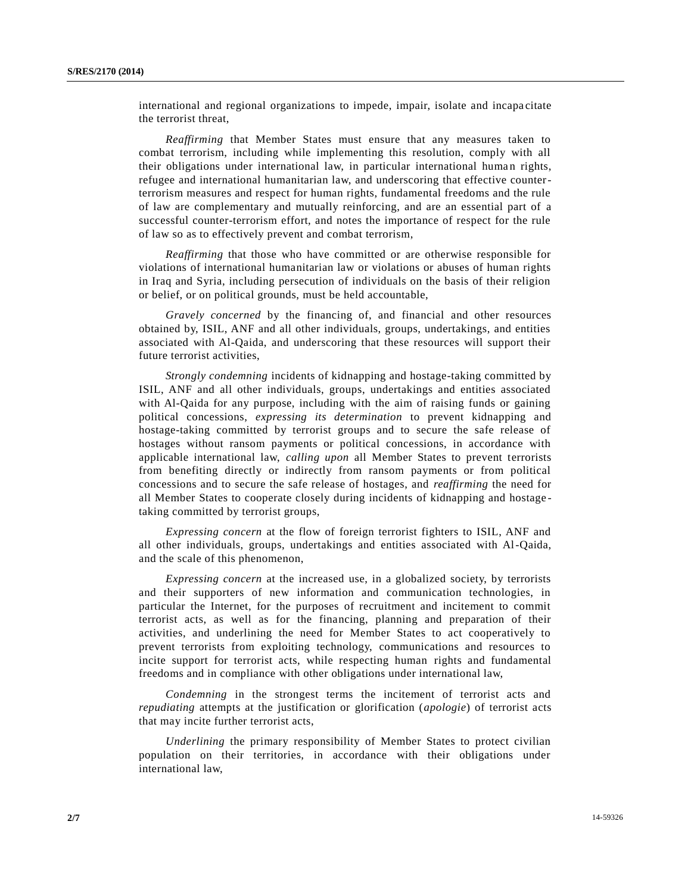international and regional organizations to impede, impair, isolate and incapacitate the terrorist threat,

*Reaffirming* that Member States must ensure that any measures taken to combat terrorism, including while implementing this resolution, comply with all their obligations under international law, in particular international human rights, refugee and international humanitarian law, and underscoring that effective counter-terrorism measures and respect for human rights, fundamental freedoms and the rule of law are complementary and mutually reinforcing, and are an essential part of a successful counter-terrorism effort, and notes the importance of respect for the rule of law so as to effectively prevent and combat terrorism,

*Reaffirming* that those who have committed or are otherwise responsible for violations of international humanitarian law or violations or abuses of human rights in Iraq and Syria, including persecution of individuals on the basis of their religion or belief, or on political grounds, must be held accountable,

*Gravely concerned* by the financing of, and financial and other resources obtained by, ISIL, ANF and all other individuals, groups, undertakings, and entities associated with Al-Qaida, and underscoring that these resources will support their future terrorist activities,

*Strongly condemning* incidents of kidnapping and hostage-taking committed by ISIL, ANF and all other individuals, groups, undertakings and entities associated with Al-Qaida for any purpose, including with the aim of raising funds or gaining political concessions, *expressing its determination* to prevent kidnapping and hostage-taking committed by terrorist groups and to secure the safe release of hostages without ransom payments or political concessions, in accordance with applicable international law, *calling upon* all Member States to prevent terrorists from benefiting directly or indirectly from ransom payments or from political concessions and to secure the safe release of hostages, and *reaffirming* the need for all Member States to cooperate closely during incidents of kidnapping and hostage-taking committed by terrorist groups,

*Expressing concern* at the flow of foreign terrorist fighters to ISIL, ANF and all other individuals, groups, undertakings and entities associated with Al-Qaida, and the scale of this phenomenon,

*Expressing concern* at the increased use, in a globalized society, by terrorists and their supporters of new information and communication technologies, in particular the Internet, for the purposes of recruitment and incitement to commit terrorist acts, as well as for the financing, planning and preparation of their activities, and underlining the need for Member States to act cooperatively to prevent terrorists from exploiting technology, communications and resources to incite support for terrorist acts, while respecting human rights and fundamental freedoms and in compliance with other obligations under international law,

*Condemning* in the strongest terms the incitement of terrorist acts and *repudiating* attempts at the justification or glorification (*apologie*) of terrorist acts that may incite further terrorist acts,

*Underlining* the primary responsibility of Member States to protect civilian population on their territories, in accordance with their obligations under international law,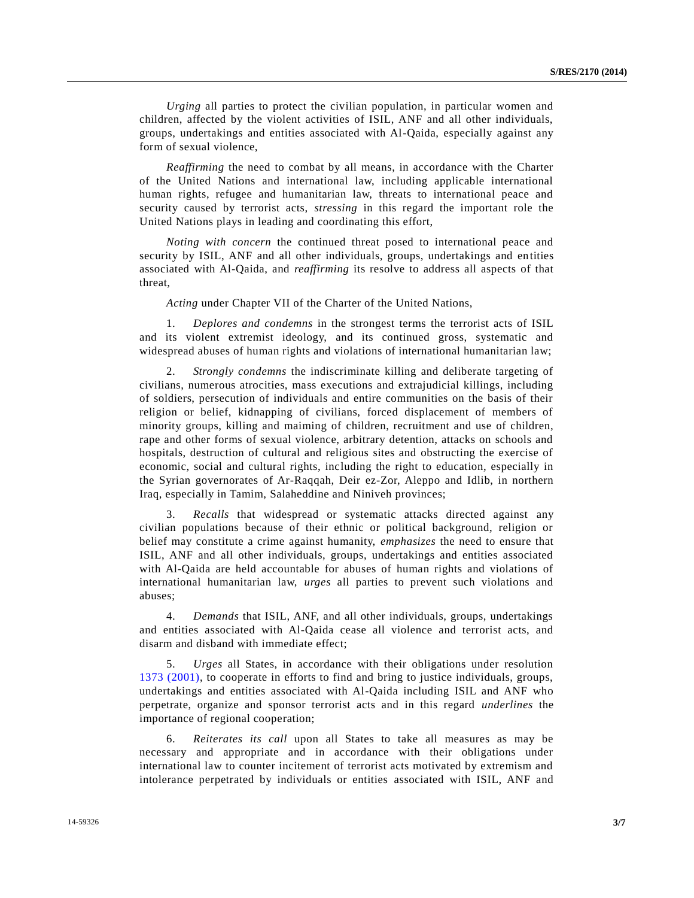*Urging* all parties to protect the civilian population, in particular women and children, affected by the violent activities of ISIL, ANF and all other individuals, groups, undertakings and entities associated with Al-Qaida, especially against any form of sexual violence,

*Reaffirming* the need to combat by all means, in accordance with the Charter of the United Nations and international law, including applicable international human rights, refugee and humanitarian law, threats to international peace and security caused by terrorist acts, *stressing* in this regard the important role the United Nations plays in leading and coordinating this effort,

*Noting with concern* the continued threat posed to international peace and security by ISIL, ANF and all other individuals, groups, undertakings and entities associated with Al-Qaida, and *reaffirming* its resolve to address all aspects of that threat,

*Acting* under Chapter VII of the Charter of the United Nations,

1. *Deplores and condemns* in the strongest terms the terrorist acts of ISIL and its violent extremist ideology, and its continued gross, systematic and widespread abuses of human rights and violations of international humanitarian law;

2. *Strongly condemns* the indiscriminate killing and deliberate targeting of civilians, numerous atrocities, mass executions and extrajudicial killings, including of soldiers, persecution of individuals and entire communities on the basis of their religion or belief, kidnapping of civilians, forced displacement of members of minority groups, killing and maiming of children, recruitment and use of children, rape and other forms of sexual violence, arbitrary detention, attacks on schools and hospitals, destruction of cultural and religious sites and obstructing the exercise of economic, social and cultural rights, including the right to education, especially in the Syrian governorates of Ar-Raqqah, Deir ez-Zor, Aleppo and Idlib, in northern Iraq, especially in Tamim, Salaheddine and Niniveh provinces;

3. *Recalls* that widespread or systematic attacks directed against any civilian populations because of their ethnic or political background, religion or belief may constitute a crime against humanity, *emphasizes* the need to ensure that ISIL, ANF and all other individuals, groups, undertakings and entities associated with Al-Qaida are held accountable for abuses of human rights and violations of international humanitarian law, *urges* all parties to prevent such violations and abuses;

4. *Demands* that ISIL, ANF, and all other individuals, groups, undertakings and entities associated with Al-Qaida cease all violence and terrorist acts, and disarm and disband with immediate effect;

5. *Urges* all States, in accordance with their obligations under resolution 1373 (2001), to cooperate in efforts to find and bring to justice individuals, groups, undertakings and entities associated with Al-Qaida including ISIL and ANF who perpetrate, organize and sponsor terrorist acts and in this regard *underlines* the importance of regional cooperation;

6. *Reiterates its call* upon all States to take all measures as may be necessary and appropriate and in accordance with their obligations under international law to counter incitement of terrorist acts motivated by extremism and intolerance perpetrated by individuals or entities associated with ISIL, ANF and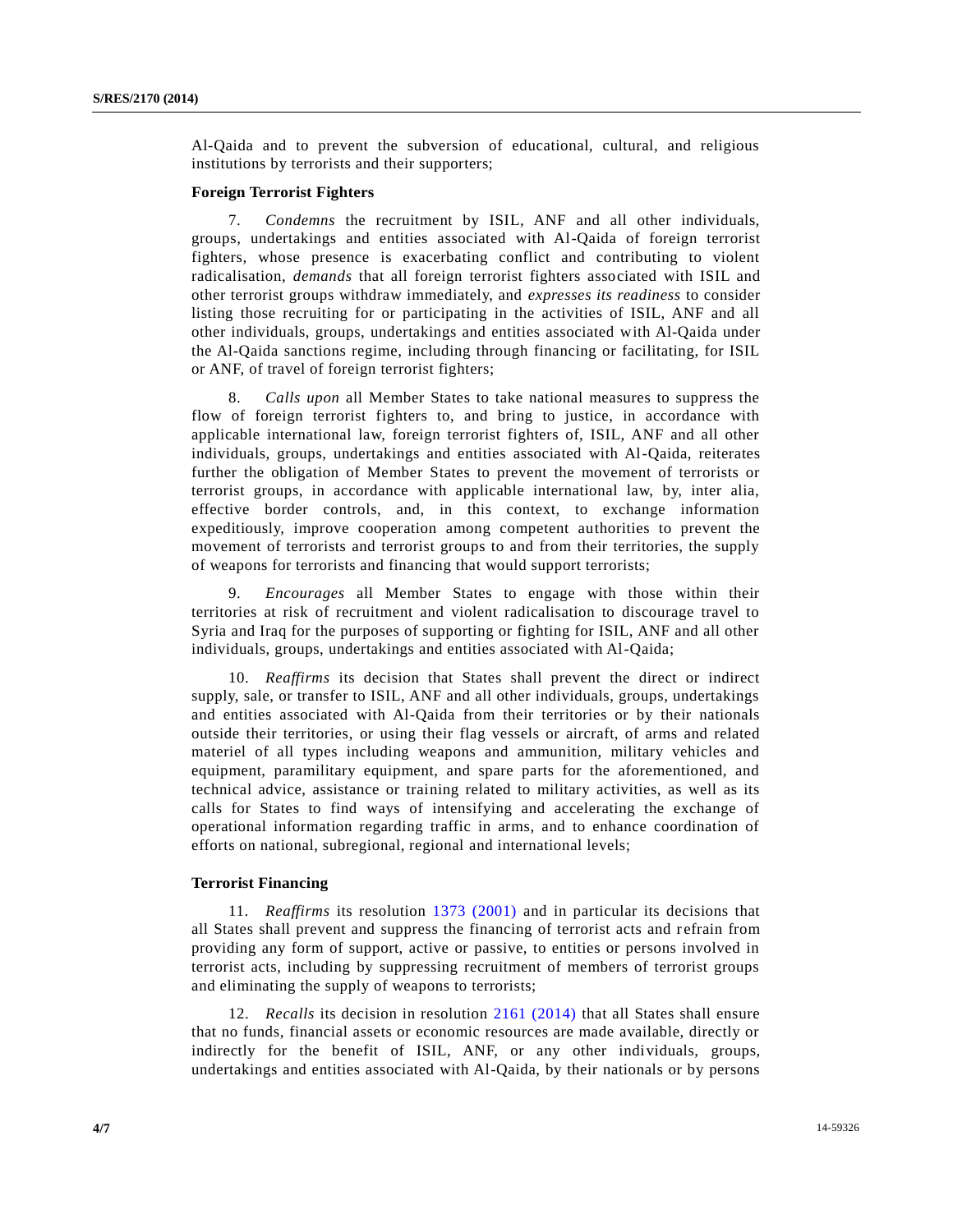Al-Qaida and to prevent the subversion of educational, cultural, and religious institutions by terrorists and their supporters;

**Foreign Terrorist Fighters**

7. *Condemns* the recruitment by ISIL, ANF and all other individuals, groups, undertakings and entities associated with Al-Qaida of foreign terrorist fighters, whose presence is exacerbating conflict and contributing to violent radicalisation, *demands* that all foreign terrorist fighters associated with ISIL and other terrorist groups withdraw immediately, and *expresses its readiness* to consider listing those recruiting for or participating in the activities of ISIL, ANF and all other individuals, groups, undertakings and entities associated with Al-Qaida under the Al-Qaida sanctions regime, including through financing or facilitating, for ISIL or ANF, of travel of foreign terrorist fighters;

8. *Calls upon* all Member States to take national measures to suppress the flow of foreign terrorist fighters to, and bring to justice, in accordance with applicable international law, foreign terrorist fighters of, ISIL, ANF and all other individuals, groups, undertakings and entities associated with Al-Qaida, reiterates further the obligation of Member States to prevent the movement of terrorists or terrorist groups, in accordance with applicable international law, by, inter alia, effective border controls, and, in this context, to exchange information expeditiously, improve cooperation among competent authorities to prevent the movement of terrorists and terrorist groups to and from their territories, the supply of weapons for terrorists and financing that would support terrorists;

9. *Encourages* all Member States to engage with those within their territories at risk of recruitment and violent radicalisation to discourage travel to Syria and Iraq for the purposes of supporting or fighting for ISIL, ANF and all other individuals, groups, undertakings and entities associated with Al-Qaida;

10. *Reaffirms* its decision that States shall prevent the direct or indirect supply, sale, or transfer to ISIL, ANF and all other individuals, groups, undertakings and entities associated with Al-Qaida from their territories or by their nationals outside their territories, or using their flag vessels or aircraft, of arms and related materiel of all types including weapons and ammunition, military vehicles and equipment, paramilitary equipment, and spare parts for the aforementioned, and technical advice, assistance or training related to military activities, as well as its calls for States to find ways of intensifying and accelerating the exchange of operational information regarding traffic in arms, and to enhance coordination of efforts on national, subregional, regional and international levels;

**Terrorist Financing**

11. *Reaffirms* its resolution 1373 (2001) and in particular its decisions that all States shall prevent and suppress the financing of terrorist acts and refrain from providing any form of support, active or passive, to entities or persons involved in terrorist acts, including by suppressing recruitment of members of terrorist groups and eliminating the supply of weapons to terrorists;

12. *Recalls* its decision in resolution 2161 (2014) that all States shall ensure that no funds, financial assets or economic resources are made available, directly or indirectly for the benefit of ISIL, ANF, or any other individuals, groups, undertakings and entities associated with Al-Qaida, by their nationals or by persons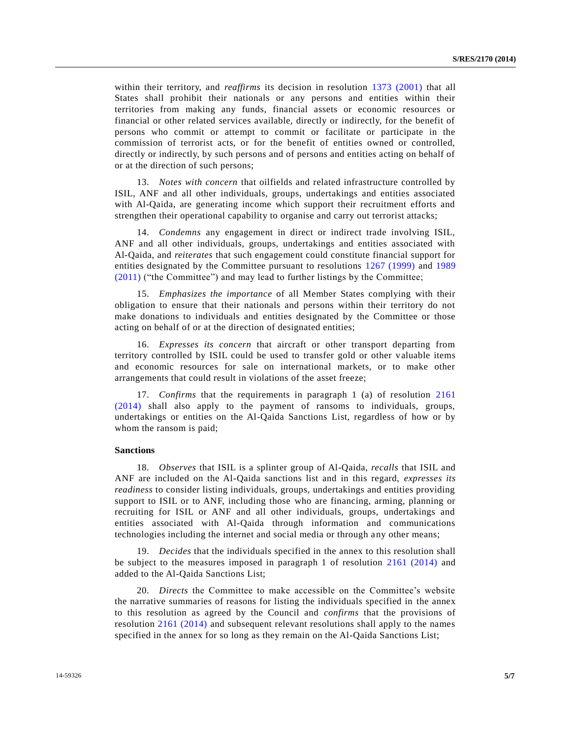within their territory, and *reaffirms* its decision in resolution 1373 (2001) that all States shall prohibit their nationals or any persons and entities within their territories from making any funds, financial assets or economic resources or financial or other related services available, directly or indirectly, for the benefit of persons who commit or attempt to commit or facilitate or participate in the commission of terrorist acts, or for the benefit of entities owned or controlled, directly or indirectly, by such persons and of persons and entities acting on behalf of or at the direction of such persons;

13. *Notes with concern* that oilfields and related infrastructure controlled by ISIL, ANF and all other individuals, groups, undertakings and entities associated with Al-Qaida, are generating income which support their recruitment efforts and strengthen their operational capability to organise and carry out terrorist attacks;

14. *Condemns* any engagement in direct or indirect trade involving ISIL, ANF and all other individuals, groups, undertakings and entities associated with Al-Qaida, and *reiterates* that such engagement could constitute financial support for entities designated by the Committee pursuant to resolutions 1267 (1999) and 1989 (2011) ("the Committee") and may lead to further listings by the Committee;

15. *Emphasizes the importance* of all Member States complying with their obligation to ensure that their nationals and persons within their territory do not make donations to individuals and entities designated by the Committee or those acting on behalf of or at the direction of designated entities;

16. *Expresses its concern* that aircraft or other transport departing from territory controlled by ISIL could be used to transfer gold or other valuable items and economic resources for sale on international markets, or to make other arrangements that could result in violations of the asset freeze;

17. *Confirms* that the requirements in paragraph 1 (a) of resolution 2161 (2014) shall also apply to the payment of ransoms to individuals, groups, undertakings or entities on the Al-Qaida Sanctions List, regardless of how or by whom the ransom is paid;

**Sanctions**

18. *Observes* that ISIL is a splinter group of Al-Qaida, *recalls* that ISIL and ANF are included on the Al-Qaida sanctions list and in this regard, *expresses its readiness* to consider listing individuals, groups, undertakings and entities providing support to ISIL or to ANF, including those who are financing, arming, planning or recruiting for ISIL or ANF and all other individuals, groups, undertakings and entities associated with Al-Qaida through information and communications technologies including the internet and social media or through any other means;

19. *Decides* that the individuals specified in the annex to this resolution shall be subject to the measures imposed in paragraph 1 of resolution 2161 (2014) and added to the Al-Qaida Sanctions List;

20. *Directs* the Committee to make accessible on the Committee's website the narrative summaries of reasons for listing the individuals specified in the annex to this resolution as agreed by the Council and *confirms* that the provisions of resolution 2161 (2014) and subsequent relevant resolutions shall apply to the names specified in the annex for so long as they remain on the Al-Qaida Sanctions List;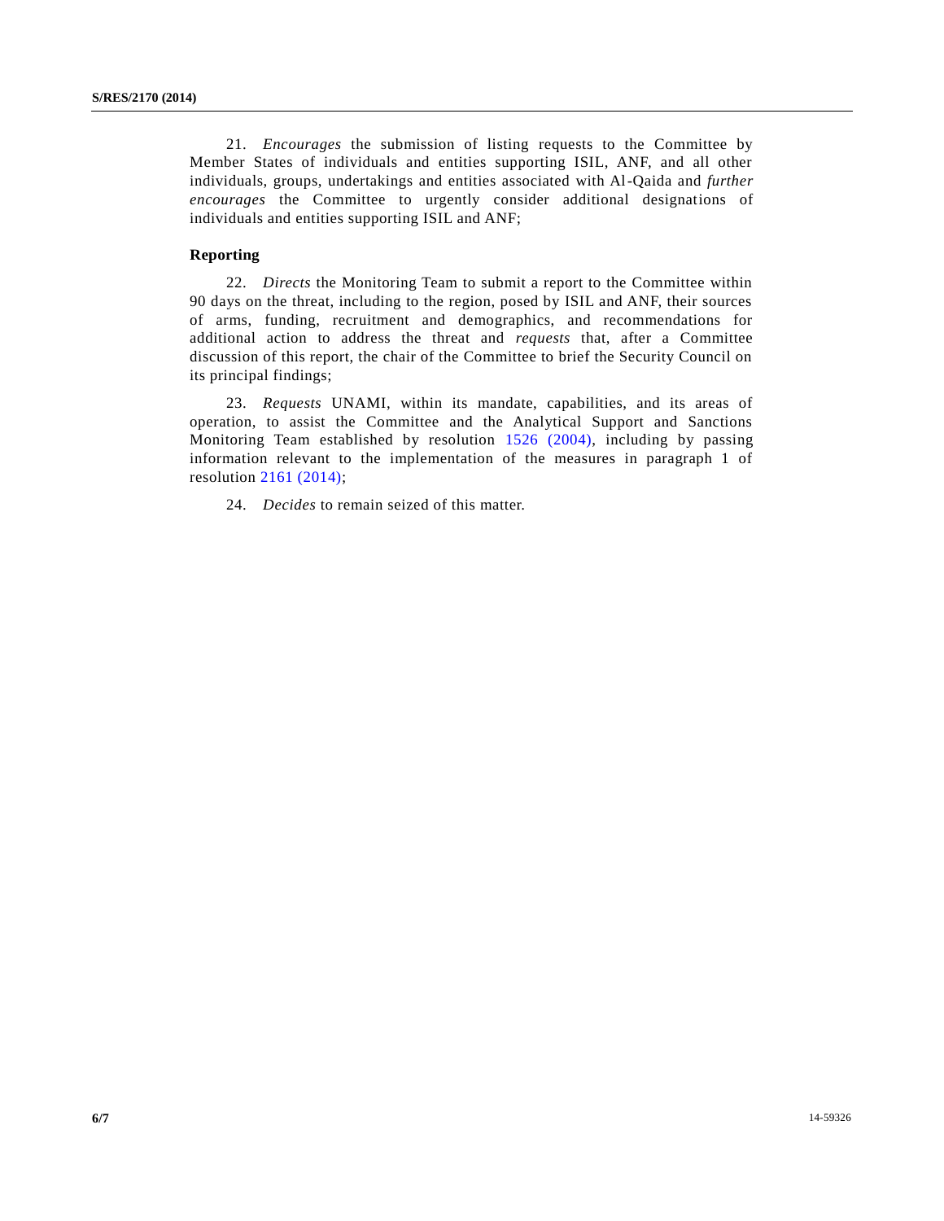21. *Encourages* the submission of listing requests to the Committee by Member States of individuals and entities supporting ISIL, ANF, and all other individuals, groups, undertakings and entities associated with Al-Qaida and *further encourages* the Committee to urgently consider additional designations of individuals and entities supporting ISIL and ANF;

**Reporting**

22. *Directs* the Monitoring Team to submit a report to the Committee within 90 days on the threat, including to the region, posed by ISIL and ANF, their sources of arms, funding, recruitment and demographics, and recommendations for additional action to address the threat and *requests* that, after a Committee discussion of this report, the chair of the Committee to brief the Security Council on its principal findings;

23. *Requests* UNAMI, within its mandate, capabilities, and its areas of operation, to assist the Committee and the Analytical Support and Sanctions Monitoring Team established by resolution 1526 (2004), including by passing information relevant to the implementation of the measures in paragraph 1 of resolution 2161 (2014);

24. *Decides* to remain seized of this matter.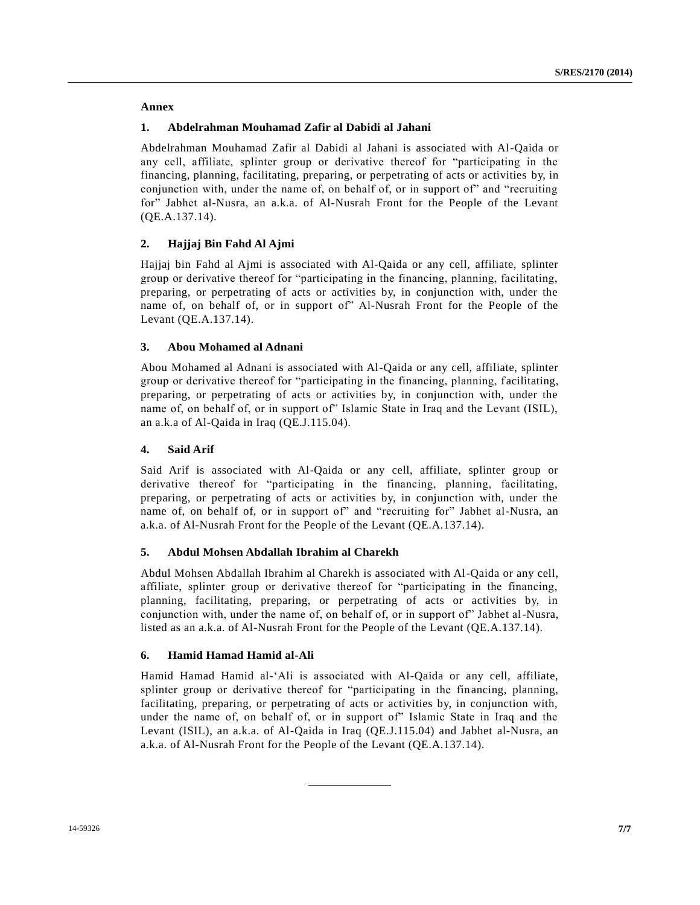**Annex**

### 1. Abdelrahman Mouhamad Zafir al Dabidi al Jahani

Abdelrahman Mouhamad Zafir al Dabidi al Jahani is associated with Al-Qaida or any cell, affiliate, splinter group or derivative thereof for “participating in the financing, planning, facilitating, preparing, or perpetrating of acts or activities by, in conjunction with, under the name of, on behalf of, or in support of” and “recruiting for” Jabhet al-Nusra, an a.k.a. of Al-Nusrah Front for the People of the Levant (QE.A.137.14).

### 2. Hajjaj Bin Fahd Al Ajmi

Hajjaj bin Fahd al Ajmi is associated with Al-Qaida or any cell, affiliate, splinter group or derivative thereof for “participating in the financing, planning, facilitating, preparing, or perpetrating of acts or activities by, in conjunction with, under the name of, on behalf of, or in support of” Al-Nusrah Front for the People of the Levant (QE.A.137.14).

### 3. Abou Mohamed al Adnani

Abou Mohamed al Adnani is associated with Al-Qaida or any cell, affiliate, splinter group or derivative thereof for “participating in the financing, planning, facilitating, preparing, or perpetrating of acts or activities by, in conjunction with, under the name of, on behalf of, or in support of” Islamic State in Iraq and the Levant (ISIL), an a.k.a of Al-Qaida in Iraq (QE.J.115.04).

### 4. Said Arif

Said Arif is associated with Al-Qaida or any cell, affiliate, splinter group or derivative thereof for “participating in the financing, planning, facilitating, preparing, or perpetrating of acts or activities by, in conjunction with, under the name of, on behalf of, or in support of” and “recruiting for” Jabhet al-Nusra, an a.k.a. of Al-Nusrah Front for the People of the Levant (QE.A.137.14).

### 5. Abdul Mohsen Abdallah Ibrahim al Charekh

Abdul Mohsen Abdallah Ibrahim al Charekh is associated with Al-Qaida or any cell, affiliate, splinter group or derivative thereof for “participating in the financing, planning, facilitating, preparing, or perpetrating of acts or activities by, in conjunction with, under the name of, on behalf of, or in support of” Jabhet al-Nusra, listed as an a.k.a. of Al-Nusrah Front for the People of the Levant (QE.A.137.14).

### 6. Hamid Hamad Hamid al-Ali

Hamid Hamad Hamid al-‘Ali is associated with Al-Qaida or any cell, affiliate, splinter group or derivative thereof for “participating in the financing, planning, facilitating, preparing, or perpetrating of acts or activities by, in conjunction with, under the name of, on behalf of, or in support of” Islamic State in Iraq and the Levant (ISIL), an a.k.a. of Al-Qaida in Iraq (QE.J.115.04) and Jabhet al-Nusra, an a.k.a. of Al-Nusrah Front for the People of the Levant (QE.A.137.14).